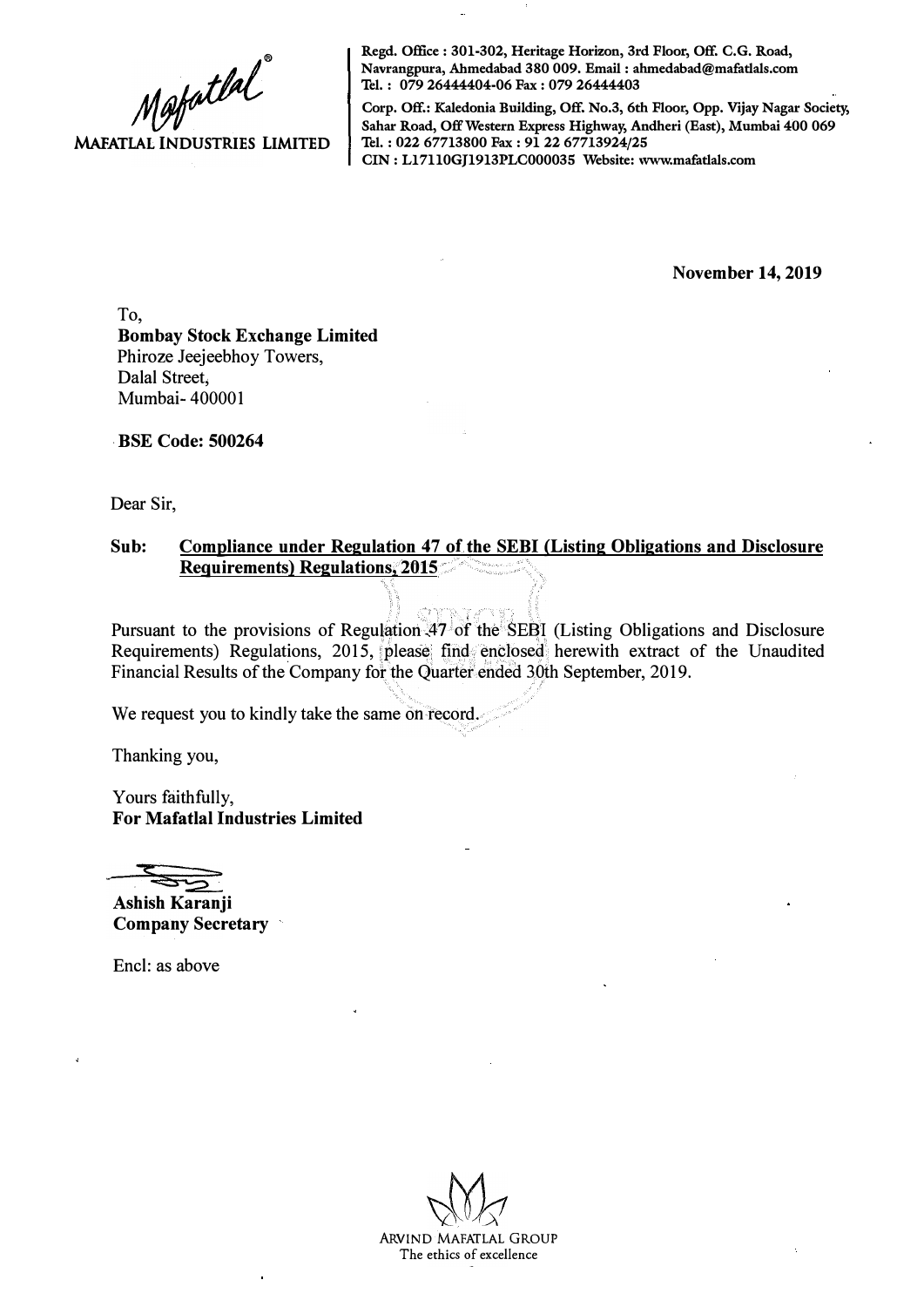**MAFATLAL INDUSTRIES LIMITED**

Regd. Office : 301-302, Heritage Horizon, 3rd Floor, Off. C.G. Road, Navrangpura, Ahmedabad 380 009. Email : ahmedabad@mafatlals.com
Tel. : 079 26444404-06 Fax : 079 26444403

Corp. Off.: Kaledonia Building, Off. No.3, 6th Floor, Opp. Vijay Nagar Society, Sahar Road, Off Western Express Highway, Andheri (East), Mumbai 400 069
Tel. : 022 67713800 Fax : 91 22 67713924/25
CIN : L17110GJ1913PLC000035 Website: www.mafatlals.com

**November 14, 2019**

To,
**Bombay Stock Exchange Limited**
Phiroze Jeejeebhoy Towers,
Dalal Street,
Mumbai- 400001

**BSE Code: 500264**

Dear Sir,

**Sub: Compliance under Regulation 47 of the SEBI (Listing Obligations and Disclosure Requirements) Regulations, 2015**

Pursuant to the provisions of Regulation 47 of the SEBI (Listing Obligations and Disclosure Requirements) Regulations, 2015, please find enclosed herewith extract of the Unaudited Financial Results of the Company for the Quarter ended 30th September, 2019.

We request you to kindly take the same on record.

Thanking you,

Yours faithfully,
**For Mafatlal Industries Limited**

**Ashish Karanji**
**Company Secretary**

Encl: as above

ARVIND MAFATLAL GROUP
The ethics of excellence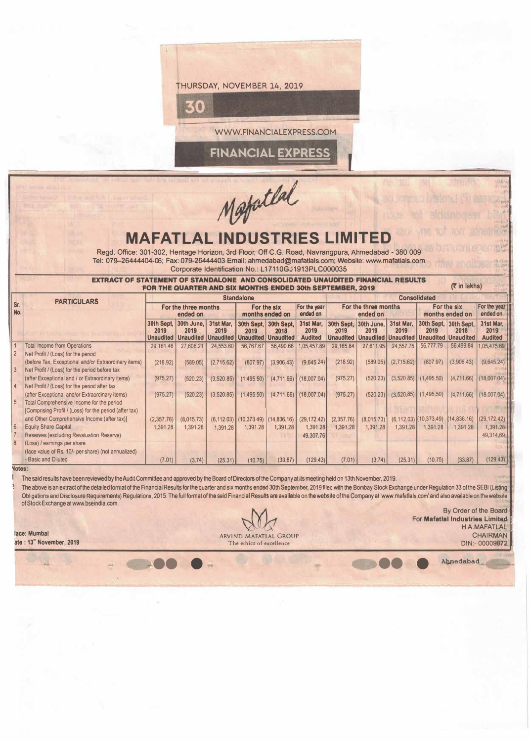THURSDAY, NOVEMBER 14, 2019

WWW.FINANCIALEXPRESS.COM

FINANCIAL EXPRESS

Mafatlal

# MAFATLAL INDUSTRIES LIMITED

Regd. Office: 301-302, Heritage Horizon, 3rd Floor, Off C.G. Road, Navrangpura, Ahmedabad - 380 009
Tel: 079-26444404-06; Fax: 079-26444403 Email: ahmedabad@mafatlals.com; Website: www.mafatlals.com
Corporate Identification No.: L17110GJ1913PLC000035

## EXTRACT OF STATEMENT OF STANDALONE AND CONSOLIDATED UNAUDITED FINANCIAL RESULTS FOR THE QUARTER AND SIX MONTHS ENDED 30th SEPTEMBER, 2019

(₹ in lakhs)

| Sr. No. | PARTICULARS | Standalone | | | | | | Consolidated | | | | | |
|---|---|---|---|---|---|---|---|---|---|---|---|---|---|
| | | For the three months ended on | | | For the six months ended on | | For the year ended on | For the three months ended on | | | For the six months ended on | | For the year ended on |
| | | 30th Sept, 2019 Unaudited | 30th June, 2019 Unaudited | 31st Mar, 2019 Unaudited | 30th Sept, 2019 Unaudited | 30th Sept, 2018 Unaudited | 31st Mar, 2019 Audited | 30th Sept, 2019 Unaudited | 30th June, 2019 Unaudited | 31st Mar, 2019 Unaudited | 30th Sept, 2019 Unaudited | 30th Sept, 2018 Unaudited | 31st Mar, 2019 Audited |
| 1 | Total Income from Operations | 29,161.46 | 27,606.21 | 24,553.60 | 56,767.67 | 56,490.66 | 1,05,457.89 | 29,165.84 | 27,611.95 | 24,557.75 | 56,777.79 | 56,499.84 | 1,05,475.69 |
| 2 | Net Profit / (Loss) for the period (before Tax, Exceptional and/or Extraordinary items) | (218.92) | (589.05) | (2,715.62) | (807.97) | (3,906.43) | (9,645.24) | (218.92) | (589.05) | (2,715.62) | (807.97) | (3,906.43) | (9,645.24) |
| 3 | Net Profit / (Loss) for the period before tax (after Exceptional and / or Extraordinary items) | (975.27) | (520.23) | (3,520.85) | (1,495.50) | (4,711.66) | (18,007.04) | (975.27) | (520.23) | (3,520.85) | (1,495.50) | (4,711.66) | (18,007.04) |
| 4 | Net Profit / (Loss) for the period after tax (after Exceptional and/or Extraordinary items) | (975.27) | (520.23) | (3,520.85) | (1,495.50) | (4,711.66) | (18,007.04) | (975.27) | (520.23) | (3,520.85) | (1,495.50) | (4,711.66) | (18,007.04) |
| 5 | Total Comprehensive Income for the period [Comprising Profit / (Loss) for the period (after tax) and Other Comprehensive Income (after tax)] | (2,357.76) | (8,015.73) | (6,112.03) | (10,373.49) | (14,836.16) | (29,172.42) | (2,357.76) | (8,015.73) | (6,112.03) | (10,373.49) | (14,836.16) | (29,172.42) |
| 6 | Equity Share Capital | 1,391.28 | 1,391.28 | 1,391.28 | 1,391.28 | 1,391.28 | 1,391.28 | 1,391.28 | 1,391.28 | 1,391.28 | 1,391.28 | 1,391.28 | 1,391.28 |
| 7 | Reserves (excluding Revaluation Reserve) | | | | | | 49,307.76 | | | | | | 49,314.69 |
| 8 | (Loss) / earnings per share (face value of Rs. 10/- per share) (not annualized) - Basic and Diluted | (7.01) | (3.74) | (25.31) | (10.75) | (33.87) | (129.43) | (7.01) | (3.74) | (25.31) | (10.75) | (33.87) | (129.43) |

**Notes:**

1. The said results have been reviewed by the Audit Committee and approved by the Board of Directors of the Company at its meeting held on 13th November, 2019.
2. The above is an extract of the detailed format of the Financial Results for the quarter and six months ended 30th September, 2019 filed with the Bombay Stock Exchange under Regulation 33 of the SEBI (Listing Obligations and Disclosure Requirements) Regulations, 2015. The full format of the said Financial Results are available on the website of the Company at 'www.mafatlals.com' and also available on the website of Stock Exchange at www.bseindia.com.

Place: Mumbai
Date : 13th November, 2019

ARVIND MAFATLAL GROUP
The ethics of excellence

By Order of the Board
For **Mafatlal Industries Limited**
H.A.MAFATLAL
CHAIRMAN
DIN:- 00009872

Ahmedabad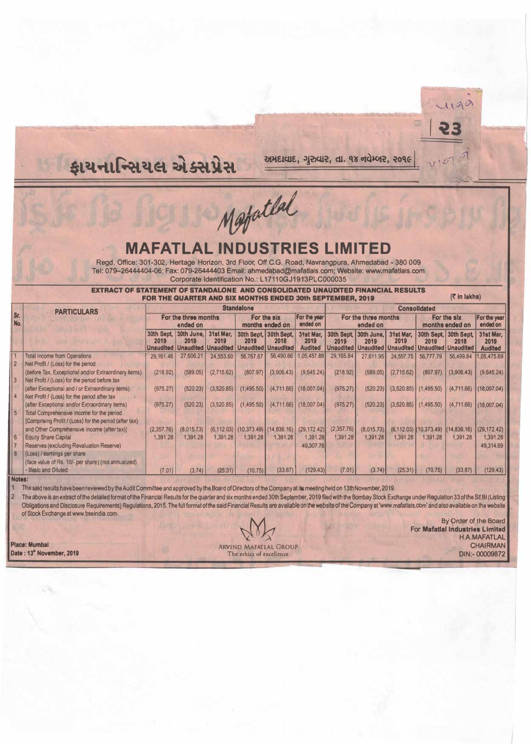ફાયનાન્સિયલ એક્સપ્રેસ

અમદાવાદ, ગુરુવાર, તા. ૧૪ નવેમ્બર, ૨૦૧૯

Mafatlal

# MAFATLAL INDUSTRIES LIMITED

Regd. Office: 301-302, Heritage Horizon, 3rd Floor, Off C.G. Road, Navrangpura, Ahmedabad - 380 009
Tel: 079-26444404-06; Fax: 079-26444403 Email: ahmedabad@mafatlals.com; Website: www.mafatlals.com
Corporate Identification No.: L17110GJ1913PLC000035

## EXTRACT OF STATEMENT OF STANDALONE AND CONSOLIDATED UNAUDITED FINANCIAL RESULTS FOR THE QUARTER AND SIX MONTHS ENDED 30th SEPTEMBER, 2019

(₹ in lakhs)

| Sr. No. | PARTICULARS | Standalone | | | | | | Consolidated | | | | | |
|---|---|---|---|---|---|---|---|---|---|---|---|---|---|
| | | For the three months ended on | | | For the six months ended on | | For the year ended on | For the three months ended on | | | For the six months ended on | | For the year ended on |
| | | 30th Sept, 2019 Unaudited | 30th June, 2019 Unaudited | 31st Mar, 2019 Unaudited | 30th Sept, 2019 Unaudited | 30th Sept, 2018 Unaudited | 31st Mar, 2019 Audited | 30th Sept, 2019 Unaudited | 30th June, 2019 Unaudited | 31st Mar, 2019 Unaudited | 30th Sept, 2019 Unaudited | 30th Sept, 2018 Unaudited | 31st Mar, 2019 Audited |
| 1 | Total Income from Operations | 29,161.46 | 27,606.21 | 24,553.60 | 56,767.67 | 56,490.66 | 1,05,457.89 | 29,165.84 | 27,611.95 | 24,557.75 | 56,777.79 | 56,499.84 | 1,05,475.69 |
| 2 | Net Profit / (Loss) for the period (before Tax, Exceptional and/or Extraordinary items) | (218.92) | (589.05) | (2,715.62) | (807.97) | (3,906.43) | (9,645.24) | (218.92) | (589.05) | (2,715.62) | (807.97) | (3,906.43) | (9,645.24) |
| 3 | Net Profit / (Loss) for the period before tax (after Exceptional and / or Extraordinary items) | (975.27) | (520.23) | (3,520.85) | (1,495.50) | (4,711.66) | (18,007.04) | (975.27) | (520.23) | (3,520.85) | (1,495.50) | (4,711.66) | (18,007.04) |
| 4 | Net Profit / (Loss) for the period after tax (after Exceptional and/or Extraordinary items) | (975.27) | (520.23) | (3,520.85) | (1,495.50) | (4,711.66) | (18,007.04) | (975.27) | (520.23) | (3,520.85) | (1,495.50) | (4,711.66) | (18,007.04) |
| 5 | Total Comprehensive Income for the period [Comprising Profit / (Loss) for the period (after tax) and Other Comprehensive Income (after tax)] | (2,357.76) | (8,015.73) | (6,112.03) | (10,373.49) | (14,836.16) | (29,172.42) | (2,357.76) | (8,015.73) | (6,112.03) | (10,373.49) | (14,836.16) | (29,172.42) |
| 6 | Equity Share Capital | 1,391.28 | 1,391.28 | 1,391.28 | 1,391.28 | 1,391.28 | 1,391.28 | 1,391.28 | 1,391.28 | 1,391.28 | 1,391.28 | 1,391.28 | 1,391.28 |
| 7 | Reserves (excluding Revaluation Reserve) | | | | | | 49,307.76 | | | | | | 49,314.69 |
| 8 | (Loss) / earnings per share (face value of Rs. 10/- per share) (not annualized) - Basic and Diluted | (7.01) | (3.74) | (25.31) | (10.75) | (33.87) | (129.43) | (7.01) | (3.74) | (25.31) | (10.75) | (33.87) | (129.43) |

**Notes:**

1. The said results have been reviewed by the Audit Committee and approved by the Board of Directors of the Company at its meeting held on 13th November, 2019.
2. The above is an extract of the detailed format of the Financial Results for the quarter and six months ended 30th September, 2019 filed with the Bombay Stock Exchange under Regulation 33 of the SEBI (Listing Obligations and Disclosure Requirements) Regulations, 2015. The full format of the said Financial Results are available on the website of the Company at 'www.mafatlals.com' and also available on the website of Stock Exchange at www.bseindia.com.

ARVIND MAFATLAL GROUP
The ethics of excellence

By Order of the Board
For **Mafatlal Industries Limited**
H.A.MAFATLAL
CHAIRMAN
DIN:- 00009872

**Place: Mumbai**
**Date : 13th November, 2019**